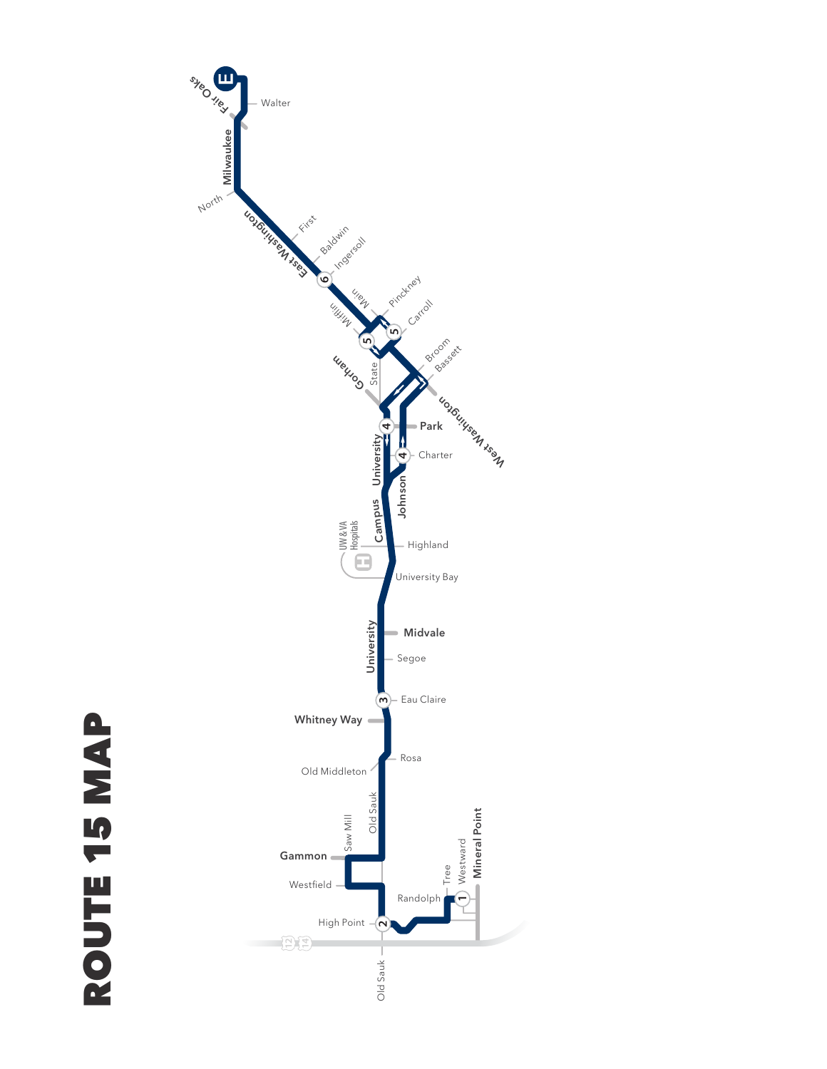# ROUTE 15 MAP

E
Fair Oaks
Walter
Milwaukee
North
East Washington
First
Baldwin
Ingersoll
6
Main
Pinckney
Mifflin
Carroll
5
5
Broom
Bassett
Gorham
State
West Washington
Park
4
4
Charter
University
Johnson
Campus
UW & VA Hospitals
Highland
University Bay
University
Midvale
Segoe
3
Eau Claire
Whitney Way
Rosa
Old Middleton
Old Sauk
Saw Mill
Gammon
Westfield
Mineral Point
Westward
Tree
Randolph
1
High Point
2
12
14
Old Sauk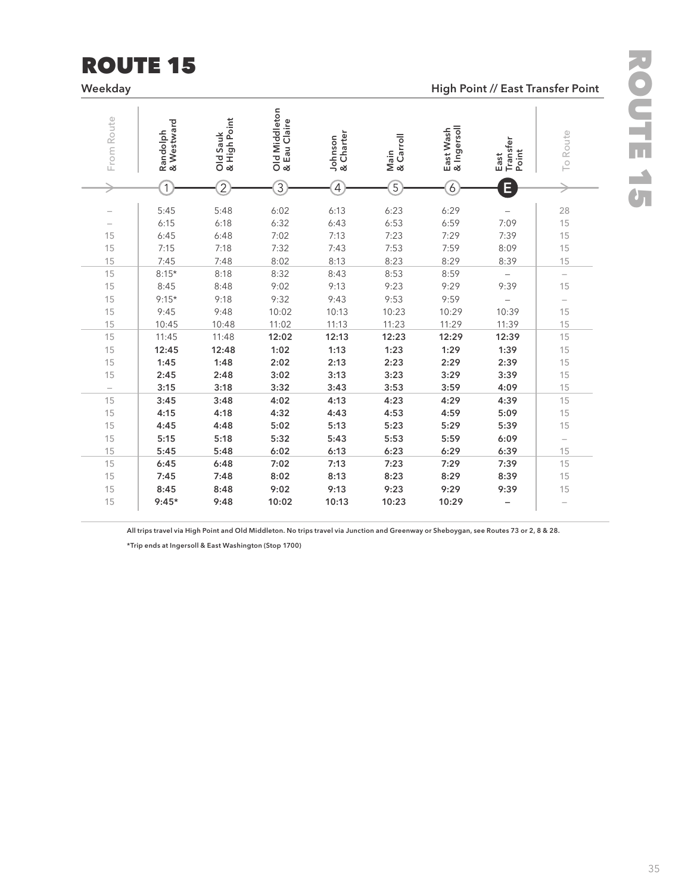# ROUTE 15

**Weekday** — **High Point // East Transfer Point**

| From Route | Randolph & Westward (1) | Old Sauk & High Point (2) | Old Middleton & Eau Claire (3) | Johnson & Charter (4) | Main & Carroll (5) | East Wash & Ingersoll (6) | East Transfer Point (E) | To Route |
|---|---|---|---|---|---|---|---|---|
| – | 5:45 | 5:48 | 6:02 | 6:13 | 6:23 | 6:29 | – | 28 |
| – | 6:15 | 6:18 | 6:32 | 6:43 | 6:53 | 6:59 | 7:09 | 15 |
| 15 | 6:45 | 6:48 | 7:02 | 7:13 | 7:23 | 7:29 | 7:39 | 15 |
| 15 | 7:15 | 7:18 | 7:32 | 7:43 | 7:53 | 7:59 | 8:09 | 15 |
| 15 | 7:45 | 7:48 | 8:02 | 8:13 | 8:23 | 8:29 | 8:39 | 15 |
| 15 | 8:15* | 8:18 | 8:32 | 8:43 | 8:53 | 8:59 | – | – |
| 15 | 8:45 | 8:48 | 9:02 | 9:13 | 9:23 | 9:29 | 9:39 | 15 |
| 15 | 9:15* | 9:18 | 9:32 | 9:43 | 9:53 | 9:59 | – | – |
| 15 | 9:45 | 9:48 | 10:02 | 10:13 | 10:23 | 10:29 | 10:39 | 15 |
| 15 | 10:45 | 10:48 | 11:02 | 11:13 | 11:23 | 11:29 | 11:39 | 15 |
| 15 | 11:45 | 11:48 | **12:02** | **12:13** | **12:23** | **12:29** | **12:39** | 15 |
| 15 | **12:45** | **12:48** | **1:02** | **1:13** | **1:23** | **1:29** | **1:39** | 15 |
| 15 | **1:45** | **1:48** | **2:02** | **2:13** | **2:23** | **2:29** | **2:39** | 15 |
| 15 | **2:45** | **2:48** | **3:02** | **3:13** | **3:23** | **3:29** | **3:39** | 15 |
| – | **3:15** | **3:18** | **3:32** | **3:43** | **3:53** | **3:59** | **4:09** | 15 |
| 15 | **3:45** | **3:48** | **4:02** | **4:13** | **4:23** | **4:29** | **4:39** | 15 |
| 15 | **4:15** | **4:18** | **4:32** | **4:43** | **4:53** | **4:59** | **5:09** | 15 |
| 15 | **4:45** | **4:48** | **5:02** | **5:13** | **5:23** | **5:29** | **5:39** | 15 |
| 15 | **5:15** | **5:18** | **5:32** | **5:43** | **5:53** | **5:59** | **6:09** | – |
| 15 | **5:45** | **5:48** | **6:02** | **6:13** | **6:23** | **6:29** | **6:39** | 15 |
| 15 | **6:45** | **6:48** | **7:02** | **7:13** | **7:23** | **7:29** | **7:39** | 15 |
| 15 | **7:45** | **7:48** | **8:02** | **8:13** | **8:23** | **8:29** | **8:39** | 15 |
| 15 | **8:45** | **8:48** | **9:02** | **9:13** | **9:23** | **9:29** | **9:39** | 15 |
| 15 | **9:45*** | **9:48** | **10:02** | **10:13** | **10:23** | **10:29** | **–** | – |

**All trips travel via High Point and Old Middleton. No trips travel via Junction and Greenway or Sheboygan, see Routes 73 or 2, 8 & 28.**

**\*Trip ends at Ingersoll & East Washington (Stop 1700)**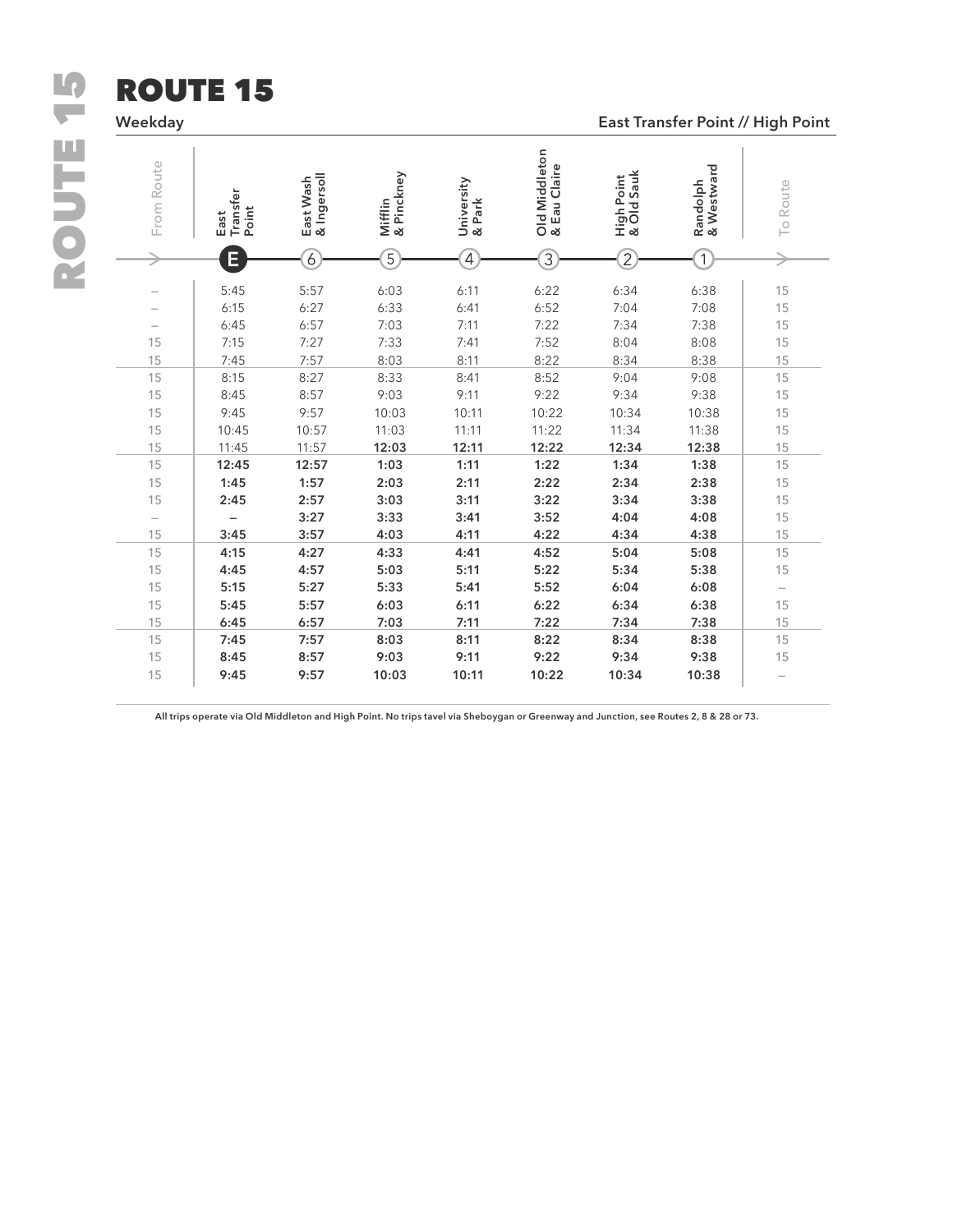# ROUTE 15

Weekday

East Transfer Point // High Point

| From Route | East Transfer Point (E) | East Wash & Ingersoll (6) | Mifflin & Pinckney (5) | University & Park (4) | Old Middleton & Eau Claire (3) | High Point & Old Sauk (2) | Randolph & Westward (1) | To Route |
|---|---|---|---|---|---|---|---|---|
| – | 5:45 | 5:57 | 6:03 | 6:11 | 6:22 | 6:34 | 6:38 | 15 |
| – | 6:15 | 6:27 | 6:33 | 6:41 | 6:52 | 7:04 | 7:08 | 15 |
| – | 6:45 | 6:57 | 7:03 | 7:11 | 7:22 | 7:34 | 7:38 | 15 |
| 15 | 7:15 | 7:27 | 7:33 | 7:41 | 7:52 | 8:04 | 8:08 | 15 |
| 15 | 7:45 | 7:57 | 8:03 | 8:11 | 8:22 | 8:34 | 8:38 | 15 |
| 15 | 8:15 | 8:27 | 8:33 | 8:41 | 8:52 | 9:04 | 9:08 | 15 |
| 15 | 8:45 | 8:57 | 9:03 | 9:11 | 9:22 | 9:34 | 9:38 | 15 |
| 15 | 9:45 | 9:57 | 10:03 | 10:11 | 10:22 | 10:34 | 10:38 | 15 |
| 15 | 10:45 | 10:57 | 11:03 | 11:11 | 11:22 | 11:34 | 11:38 | 15 |
| 15 | 11:45 | 11:57 | **12:03** | **12:11** | **12:22** | **12:34** | **12:38** | 15 |
| 15 | **12:45** | **12:57** | **1:03** | **1:11** | **1:22** | **1:34** | **1:38** | 15 |
| 15 | **1:45** | **1:57** | **2:03** | **2:11** | **2:22** | **2:34** | **2:38** | 15 |
| 15 | **2:45** | **2:57** | **3:03** | **3:11** | **3:22** | **3:34** | **3:38** | 15 |
| – | **–** | **3:27** | **3:33** | **3:41** | **3:52** | **4:04** | **4:08** | 15 |
| 15 | **3:45** | **3:57** | **4:03** | **4:11** | **4:22** | **4:34** | **4:38** | 15 |
| 15 | **4:15** | **4:27** | **4:33** | **4:41** | **4:52** | **5:04** | **5:08** | 15 |
| 15 | **4:45** | **4:57** | **5:03** | **5:11** | **5:22** | **5:34** | **5:38** | 15 |
| 15 | **5:15** | **5:27** | **5:33** | **5:41** | **5:52** | **6:04** | **6:08** | – |
| 15 | **5:45** | **5:57** | **6:03** | **6:11** | **6:22** | **6:34** | **6:38** | 15 |
| 15 | **6:45** | **6:57** | **7:03** | **7:11** | **7:22** | **7:34** | **7:38** | 15 |
| 15 | **7:45** | **7:57** | **8:03** | **8:11** | **8:22** | **8:34** | **8:38** | 15 |
| 15 | **8:45** | **8:57** | **9:03** | **9:11** | **9:22** | **9:34** | **9:38** | 15 |
| 15 | **9:45** | **9:57** | **10:03** | **10:11** | **10:22** | **10:34** | **10:38** | – |

All trips operate via Old Middleton and High Point. No trips tavel via Sheboygan or Greenway and Junction, see Routes 2, 8 & 28 or 73.